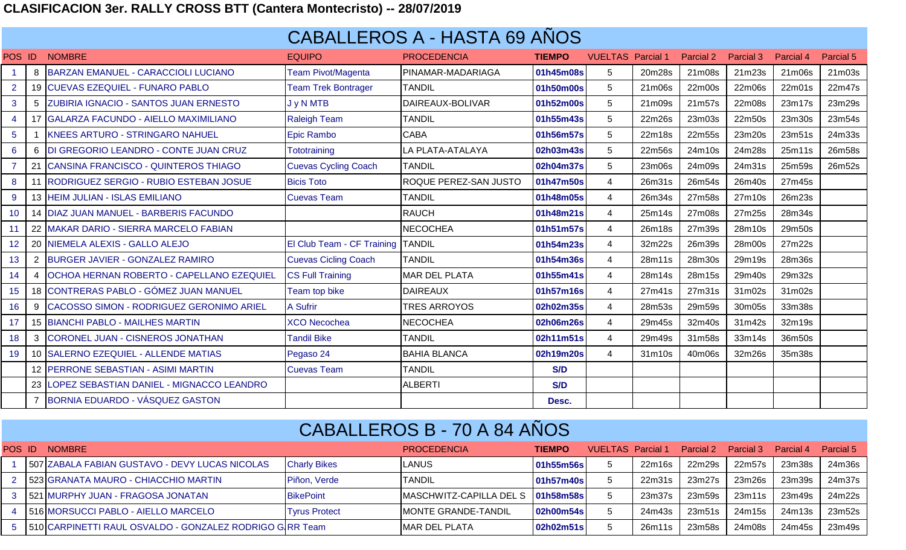# CLASIFICACION 3er. RALLY CROSS BTT (Cantera Montecristo) -- 28/07/2019

## CABALLEROS A - HASTA 69 AÑOS

| POS | ID | NOMBRE | EQUIPO | PROCEDENCIA | TIEMPO | VUELTAS | Parcial 1 | Parcial 2 | Parcial 3 | Parcial 4 | Parcial 5 |
|---|---|---|---|---|---|---|---|---|---|---|---|
| 1 | 8 | BARZAN EMANUEL - CARACCIOLI LUCIANO | Team Pivot/Magenta | PINAMAR-MADARIAGA | 01h45m08s | 5 | 20m28s | 21m08s | 21m23s | 21m06s | 21m03s |
| 2 | 19 | CUEVAS EZEQUIEL - FUNARO PABLO | Team Trek Bontrager | TANDIL | 01h50m00s | 5 | 21m06s | 22m00s | 22m06s | 22m01s | 22m47s |
| 3 | 5 | ZUBIRIA IGNACIO - SANTOS JUAN ERNESTO | J y N MTB | DAIREAUX-BOLIVAR | 01h52m00s | 5 | 21m09s | 21m57s | 22m08s | 23m17s | 23m29s |
| 4 | 17 | GALARZA FACUNDO - AIELLO MAXIMILIANO | Raleigh Team | TANDIL | 01h55m43s | 5 | 22m26s | 23m03s | 22m50s | 23m30s | 23m54s |
| 5 | 1 | KNEES ARTURO - STRINGARO NAHUEL | Epic Rambo | CABA | 01h56m57s | 5 | 22m18s | 22m55s | 23m20s | 23m51s | 24m33s |
| 6 | 6 | DI GREGORIO LEANDRO - CONTE JUAN CRUZ | Tototraining | LA PLATA-ATALAYA | 02h03m43s | 5 | 22m56s | 24m10s | 24m28s | 25m11s | 26m58s |
| 7 | 21 | CANSINA FRANCISCO - QUINTEROS THIAGO | Cuevas Cycling Coach | TANDIL | 02h04m37s | 5 | 23m06s | 24m09s | 24m31s | 25m59s | 26m52s |
| 8 | 11 | RODRIGUEZ SERGIO - RUBIO ESTEBAN JOSUE | Bicis Toto | ROQUE PEREZ-SAN JUSTO | 01h47m50s | 4 | 26m31s | 26m54s | 26m40s | 27m45s | |
| 9 | 13 | HEIM JULIAN - ISLAS EMILIANO | Cuevas Team | TANDIL | 01h48m05s | 4 | 26m34s | 27m58s | 27m10s | 26m23s | |
| 10 | 14 | DIAZ JUAN MANUEL - BARBERIS FACUNDO | | RAUCH | 01h48m21s | 4 | 25m14s | 27m08s | 27m25s | 28m34s | |
| 11 | 22 | MAKAR DARIO - SIERRA MARCELO FABIAN | | NECOCHEA | 01h51m57s | 4 | 26m18s | 27m39s | 28m10s | 29m50s | |
| 12 | 20 | NIEMELA ALEXIS - GALLO ALEJO | El Club Team - CF Training | TANDIL | 01h54m23s | 4 | 32m22s | 26m39s | 28m00s | 27m22s | |
| 13 | 2 | BURGER JAVIER - GONZALEZ RAMIRO | Cuevas Cicling Coach | TANDIL | 01h54m36s | 4 | 28m11s | 28m30s | 29m19s | 28m36s | |
| 14 | 4 | OCHOA HERNAN ROBERTO - CAPELLANO EZEQUIEL | CS Full Training | MAR DEL PLATA | 01h55m41s | 4 | 28m14s | 28m15s | 29m40s | 29m32s | |
| 15 | 18 | CONTRERAS PABLO - GÓMEZ JUAN MANUEL | Team top bike | DAIREAUX | 01h57m16s | 4 | 27m41s | 27m31s | 31m02s | 31m02s | |
| 16 | 9 | CACOSSO SIMON - RODRIGUEZ GERONIMO ARIEL | A Sufrir | TRES ARROYOS | 02h02m35s | 4 | 28m53s | 29m59s | 30m05s | 33m38s | |
| 17 | 15 | BIANCHI PABLO - MAILHES MARTIN | XCO Necochea | NECOCHEA | 02h06m26s | 4 | 29m45s | 32m40s | 31m42s | 32m19s | |
| 18 | 3 | CORONEL JUAN - CISNEROS JONATHAN | Tandil Bike | TANDIL | 02h11m51s | 4 | 29m49s | 31m58s | 33m14s | 36m50s | |
| 19 | 10 | SALERNO EZEQUIEL - ALLENDE MATIAS | Pegaso 24 | BAHIA BLANCA | 02h19m20s | 4 | 31m10s | 40m06s | 32m26s | 35m38s | |
| | 12 | PERRONE SEBASTIAN - ASIMI MARTIN | Cuevas Team | TANDIL | S/D | | | | | | |
| | 23 | LOPEZ SEBASTIAN DANIEL - MIGNACCO LEANDRO | | ALBERTI | S/D | | | | | | |
| | 7 | BORNIA EDUARDO - VÁSQUEZ GASTON | | | Desc. | | | | | | |

## CABALLEROS B - 70 A 84 AÑOS

| POS | ID | NOMBRE | | PROCEDENCIA | TIEMPO | VUELTAS | Parcial 1 | Parcial 2 | Parcial 3 | Parcial 4 | Parcial 5 |
|---|---|---|---|---|---|---|---|---|---|---|---|
| 1 | 507 | ZABALA FABIAN GUSTAVO - DEVY LUCAS NICOLAS | Charly Bikes | LANUS | 01h55m56s | 5 | 22m16s | 22m29s | 22m57s | 23m38s | 24m36s |
| 2 | 523 | GRANATA MAURO - CHIACCHIO MARTIN | Piñon, Verde | TANDIL | 01h57m40s | 5 | 22m31s | 23m27s | 23m26s | 23m39s | 24m37s |
| 3 | 521 | MURPHY JUAN - FRAGOSA JONATAN | BikePoint | MASCHWITZ-CAPILLA DEL S | 01h58m58s | 5 | 23m37s | 23m59s | 23m11s | 23m49s | 24m22s |
| 4 | 516 | MORSUCCI PABLO - AIELLO MARCELO | Tyrus Protect | MONTE GRANDE-TANDIL | 02h00m54s | 5 | 24m43s | 23m51s | 24m15s | 24m13s | 23m52s |
| 5 | 510 | CARPINETTI RAUL OSVALDO - GONZALEZ RODRIGO G | RR Team | MAR DEL PLATA | 02h02m51s | 5 | 26m11s | 23m58s | 24m08s | 24m45s | 23m49s |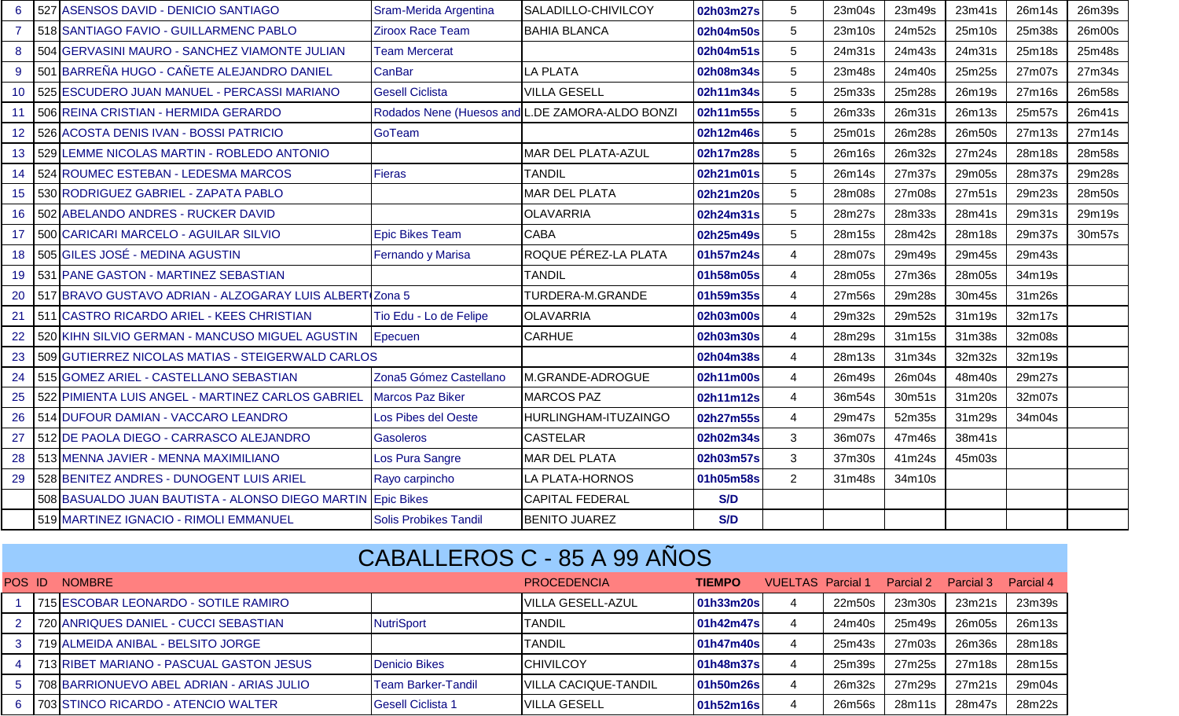| POS | ID | NOMBRE | | PROCEDENCIA | TIEMPO | VUELTAS | Parcial 1 | Parcial 2 | Parcial 3 | Parcial 4 | Parcial 5 |
|---|---|---|---|---|---|---|---|---|---|---|---|
| 6 | 527 | ASENSOS DAVID - DENICIO SANTIAGO | Sram-Merida Argentina | SALADILLO-CHIVILCOY | 02h03m27s | 5 | 23m04s | 23m49s | 23m41s | 26m14s | 26m39s |
| 7 | 518 | SANTIAGO FAVIO - GUILLARMENC PABLO | Ziroox Race Team | BAHIA BLANCA | 02h04m50s | 5 | 23m10s | 24m52s | 25m10s | 25m38s | 26m00s |
| 8 | 504 | GERVASINI MAURO - SANCHEZ VIAMONTE JULIAN | Team Mercerat | | 02h04m51s | 5 | 24m31s | 24m43s | 24m31s | 25m18s | 25m48s |
| 9 | 501 | BARREÑA HUGO - CAÑETE ALEJANDRO DANIEL | CanBar | LA PLATA | 02h08m34s | 5 | 23m48s | 24m40s | 25m25s | 27m07s | 27m34s |
| 10 | 525 | ESCUDERO JUAN MANUEL - PERCASSI MARIANO | Gesell Ciclista | VILLA GESELL | 02h11m34s | 5 | 25m33s | 25m28s | 26m19s | 27m16s | 26m58s |
| 11 | 506 | REINA CRISTIAN - HERMIDA GERARDO | Rodados Nene (Huesos and | L.DE ZAMORA-ALDO BONZI | 02h11m55s | 5 | 26m33s | 26m31s | 26m13s | 25m57s | 26m41s |
| 12 | 526 | ACOSTA DENIS IVAN - BOSSI PATRICIO | GoTeam | | 02h12m46s | 5 | 25m01s | 26m28s | 26m50s | 27m13s | 27m14s |
| 13 | 529 | LEMME NICOLAS MARTIN - ROBLEDO ANTONIO | | MAR DEL PLATA-AZUL | 02h17m28s | 5 | 26m16s | 26m32s | 27m24s | 28m18s | 28m58s |
| 14 | 524 | ROUMEC ESTEBAN - LEDESMA MARCOS | Fieras | TANDIL | 02h21m01s | 5 | 26m14s | 27m37s | 29m05s | 28m37s | 29m28s |
| 15 | 530 | RODRIGUEZ GABRIEL - ZAPATA PABLO | | MAR DEL PLATA | 02h21m20s | 5 | 28m08s | 27m08s | 27m51s | 29m23s | 28m50s |
| 16 | 502 | ABELANDO ANDRES - RUCKER DAVID | | OLAVARRIA | 02h24m31s | 5 | 28m27s | 28m33s | 28m41s | 29m31s | 29m19s |
| 17 | 500 | CARICARI MARCELO - AGUILAR SILVIO | Epic Bikes Team | CABA | 02h25m49s | 5 | 28m15s | 28m42s | 28m18s | 29m37s | 30m57s |
| 18 | 505 | GILES JOSÉ - MEDINA AGUSTIN | Fernando y Marisa | ROQUE PÉREZ-LA PLATA | 01h57m24s | 4 | 28m07s | 29m49s | 29m45s | 29m43s | |
| 19 | 531 | PANE GASTON - MARTINEZ SEBASTIAN | | TANDIL | 01h58m05s | 4 | 28m05s | 27m36s | 28m05s | 34m19s | |
| 20 | 517 | BRAVO GUSTAVO ADRIAN - ALZOGARAY LUIS ALBERT | Zona 5 | TURDERA-M.GRANDE | 01h59m35s | 4 | 27m56s | 29m28s | 30m45s | 31m26s | |
| 21 | 511 | CASTRO RICARDO ARIEL - KEES CHRISTIAN | Tio Edu - Lo de Felipe | OLAVARRIA | 02h03m00s | 4 | 29m32s | 29m52s | 31m19s | 32m17s | |
| 22 | 520 | KIHN SILVIO GERMAN - MANCUSO MIGUEL AGUSTIN | Epecuen | CARHUE | 02h03m30s | 4 | 28m29s | 31m15s | 31m38s | 32m08s | |
| 23 | 509 | GUTIERREZ NICOLAS MATIAS - STEIGERWALD CARLOS | | | 02h04m38s | 4 | 28m13s | 31m34s | 32m32s | 32m19s | |
| 24 | 515 | GOMEZ ARIEL - CASTELLANO SEBASTIAN | Zona5 Gómez Castellano | M.GRANDE-ADROGUE | 02h11m00s | 4 | 26m49s | 26m04s | 48m40s | 29m27s | |
| 25 | 522 | PIMIENTA LUIS ANGEL - MARTINEZ CARLOS GABRIEL | Marcos Paz Biker | MARCOS PAZ | 02h11m12s | 4 | 36m54s | 30m51s | 31m20s | 32m07s | |
| 26 | 514 | DUFOUR DAMIAN - VACCARO LEANDRO | Los Pibes del Oeste | HURLINGHAM-ITUZAINGO | 02h27m55s | 4 | 29m47s | 52m35s | 31m29s | 34m04s | |
| 27 | 512 | DE PAOLA DIEGO - CARRASCO ALEJANDRO | Gasoleros | CASTELAR | 02h02m34s | 3 | 36m07s | 47m46s | 38m41s | | |
| 28 | 513 | MENNA JAVIER - MENNA MAXIMILIANO | Los Pura Sangre | MAR DEL PLATA | 02h03m57s | 3 | 37m30s | 41m24s | 45m03s | | |
| 29 | 528 | BENITEZ ANDRES - DUNOGENT LUIS ARIEL | Rayo carpincho | LA PLATA-HORNOS | 01h05m58s | 2 | 31m48s | 34m10s | | | |
| | 508 | BASUALDO JUAN BAUTISTA - ALONSO DIEGO MARTIN | Epic Bikes | CAPITAL FEDERAL | S/D | | | | | | |
| | 519 | MARTINEZ IGNACIO - RIMOLI EMMANUEL | Solis Probikes Tandil | BENITO JUAREZ | S/D | | | | | | |

## CABALLEROS C - 85 A 99 AÑOS

| POS | ID | NOMBRE | | PROCEDENCIA | TIEMPO | VUELTAS | Parcial 1 | Parcial 2 | Parcial 3 | Parcial 4 |
|---|---|---|---|---|---|---|---|---|---|---|
| 1 | 715 | ESCOBAR LEONARDO - SOTILE RAMIRO | | VILLA GESELL-AZUL | 01h33m20s | 4 | 22m50s | 23m30s | 23m21s | 23m39s |
| 2 | 720 | ANRIQUES DANIEL - CUCCI SEBASTIAN | NutriSport | TANDIL | 01h42m47s | 4 | 24m40s | 25m49s | 26m05s | 26m13s |
| 3 | 719 | ALMEIDA ANIBAL - BELSITO JORGE | | TANDIL | 01h47m40s | 4 | 25m43s | 27m03s | 26m36s | 28m18s |
| 4 | 713 | RIBET MARIANO - PASCUAL GASTON JESUS | Denicio Bikes | CHIVILCOY | 01h48m37s | 4 | 25m39s | 27m25s | 27m18s | 28m15s |
| 5 | 708 | BARRIONUEVO ABEL ADRIAN - ARIAS JULIO | Team Barker-Tandil | VILLA CACIQUE-TANDIL | 01h50m26s | 4 | 26m32s | 27m29s | 27m21s | 29m04s |
| 6 | 703 | STINCO RICARDO - ATENCIO WALTER | Gesell Ciclista 1 | VILLA GESELL | 01h52m16s | 4 | 26m56s | 28m11s | 28m47s | 28m22s |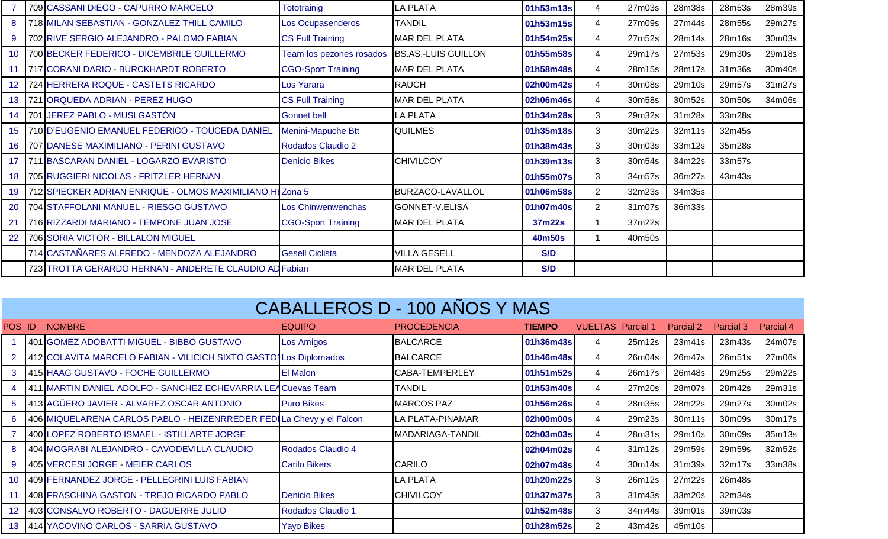| POS | ID | NOMBRE | EQUIPO | PROCEDENCIA | TIEMPO | VUELTAS | Parcial 1 | Parcial 2 | Parcial 3 | Parcial 4 |
|---|---|---|---|---|---|---|---|---|---|---|
| 7 | 709 | CASSANI DIEGO - CAPURRO MARCELO | Tototrainig | LA PLATA | **01h53m13s** | 4 | 27m03s | 28m38s | 28m53s | 28m39s |
| 8 | 718 | MILAN SEBASTIAN - GONZALEZ THILL CAMILO | Los Ocupasenderos | TANDIL | **01h53m15s** | 4 | 27m09s | 27m44s | 28m55s | 29m27s |
| 9 | 702 | RIVE SERGIO ALEJANDRO - PALOMO FABIAN | CS Full Training | MAR DEL PLATA | **01h54m25s** | 4 | 27m52s | 28m14s | 28m16s | 30m03s |
| 10 | 700 | BECKER FEDERICO - DICEMBRILE GUILLERMO | Team los pezones rosados | BS.AS.-LUIS GUILLON | **01h55m58s** | 4 | 29m17s | 27m53s | 29m30s | 29m18s |
| 11 | 717 | CORANI DARIO - BURCKHARDT ROBERTO | CGO-Sport Training | MAR DEL PLATA | **01h58m48s** | 4 | 28m15s | 28m17s | 31m36s | 30m40s |
| 12 | 724 | HERRERA ROQUE - CASTETS RICARDO | Los Yarara | RAUCH | **02h00m42s** | 4 | 30m08s | 29m10s | 29m57s | 31m27s |
| 13 | 721 | ORQUEDA ADRIAN - PEREZ HUGO | CS Full Training | MAR DEL PLATA | **02h06m46s** | 4 | 30m58s | 30m52s | 30m50s | 34m06s |
| 14 | 701 | JEREZ PABLO - MUSI GASTÓN | Gonnet bell | LA PLATA | **01h34m28s** | 3 | 29m32s | 31m28s | 33m28s | |
| 15 | 710 | D'EUGENIO EMANUEL FEDERICO - TOUCEDA DANIEL | Menini-Mapuche Btt | QUILMES | **01h35m18s** | 3 | 30m22s | 32m11s | 32m45s | |
| 16 | 707 | DANESE MAXIMILIANO - PERINI GUSTAVO | Rodados Claudio 2 | | **01h38m43s** | 3 | 30m03s | 33m12s | 35m28s | |
| 17 | 711 | BASCARAN DANIEL - LOGARZO EVARISTO | Denicio Bikes | CHIVILCOY | **01h39m13s** | 3 | 30m54s | 34m22s | 33m57s | |
| 18 | 705 | RUGGIERI NICOLAS - FRITZLER HERNAN | | | **01h55m07s** | 3 | 34m57s | 36m27s | 43m43s | |
| 19 | 712 | SPIECKER ADRIAN ENRIQUE - OLMOS MAXIMILIANO HI | Zona 5 | BURZACO-LAVALLOL | **01h06m58s** | 2 | 32m23s | 34m35s | | |
| 20 | 704 | STAFFOLANI MANUEL - RIESGO GUSTAVO | Los Chinwenwenchas | GONNET-V.ELISA | **01h07m40s** | 2 | 31m07s | 36m33s | | |
| 21 | 716 | RIZZARDI MARIANO - TEMPONE JUAN JOSE | CGO-Sport Training | MAR DEL PLATA | **37m22s** | 1 | 37m22s | | | |
| 22 | 706 | SORIA VICTOR - BILLALON MIGUEL | | | **40m50s** | 1 | 40m50s | | | |
| | 714 | CASTAÑARES ALFREDO - MENDOZA ALEJANDRO | Gesell Ciclista | VILLA GESELL | **S/D** | | | | | |
| | 723 | TROTTA GERARDO HERNAN - ANDERETE CLAUDIO AD | Fabian | MAR DEL PLATA | **S/D** | | | | | |

# CABALLEROS D - 100 AÑOS Y MAS

| POS | ID | NOMBRE | EQUIPO | PROCEDENCIA | TIEMPO | VUELTAS | Parcial 1 | Parcial 2 | Parcial 3 | Parcial 4 |
|---|---|---|---|---|---|---|---|---|---|---|
| 1 | 401 | GOMEZ ADOBATTI MIGUEL - BIBBO GUSTAVO | Los Amigos | BALCARCE | **01h36m43s** | 4 | 25m12s | 23m41s | 23m43s | 24m07s |
| 2 | 412 | COLAVITA MARCELO FABIAN - VILICICH SIXTO GASTON | Los Diplomados | BALCARCE | **01h46m48s** | 4 | 26m04s | 26m47s | 26m51s | 27m06s |
| 3 | 415 | HAAG GUSTAVO - FOCHE GUILLERMO | El Malon | CABA-TEMPERLEY | **01h51m52s** | 4 | 26m17s | 26m48s | 29m25s | 29m22s |
| 4 | 411 | MARTIN DANIEL ADOLFO - SANCHEZ ECHEVARRIA LEA | Cuevas Team | TANDIL | **01h53m40s** | 4 | 27m20s | 28m07s | 28m42s | 29m31s |
| 5 | 413 | AGÜERO JAVIER - ALVAREZ OSCAR ANTONIO | Puro Bikes | MARCOS PAZ | **01h56m26s** | 4 | 28m35s | 28m22s | 29m27s | 30m02s |
| 6 | 406 | MIQUELARENA CARLOS PABLO - HEIZENRREDER FEDI | La Chevy y el Falcon | LA PLATA-PINAMAR | **02h00m00s** | 4 | 29m23s | 30m11s | 30m09s | 30m17s |
| 7 | 400 | LOPEZ ROBERTO ISMAEL - ISTILLARTE JORGE | | MADARIAGA-TANDIL | **02h03m03s** | 4 | 28m31s | 29m10s | 30m09s | 35m13s |
| 8 | 404 | MOGRABI ALEJANDRO - CAVODEVILLA CLAUDIO | Rodados Claudio 4 | | **02h04m02s** | 4 | 31m12s | 29m59s | 29m59s | 32m52s |
| 9 | 405 | VERCESI JORGE - MEIER CARLOS | Carilo Bikers | CARILO | **02h07m48s** | 4 | 30m14s | 31m39s | 32m17s | 33m38s |
| 10 | 409 | FERNANDEZ JORGE - PELLEGRINI LUIS FABIAN | | LA PLATA | **01h20m22s** | 3 | 26m12s | 27m22s | 26m48s | |
| 11 | 408 | FRASCHINA GASTON - TREJO RICARDO PABLO | Denicio Bikes | CHIVILCOY | **01h37m37s** | 3 | 31m43s | 33m20s | 32m34s | |
| 12 | 403 | CONSALVO ROBERTO - DAGUERRE JULIO | Rodados Claudio 1 | | **01h52m48s** | 3 | 34m44s | 39m01s | 39m03s | |
| 13 | 414 | YACOVINO CARLOS - SARRIA GUSTAVO | Yayo Bikes | | **01h28m52s** | 2 | 43m42s | 45m10s | | |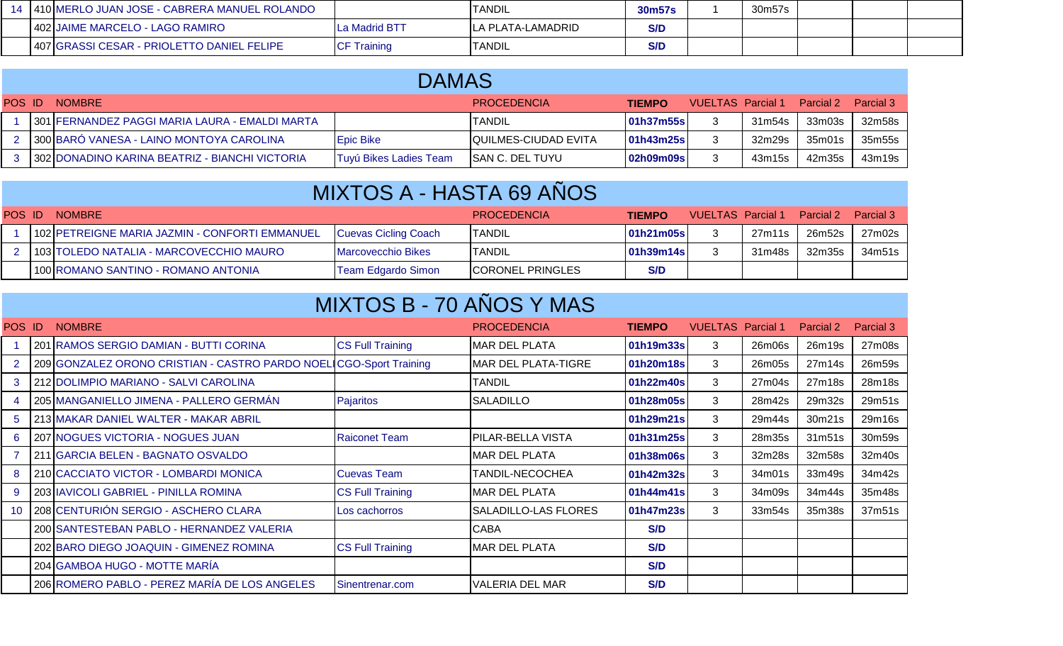| | | | | | | | | | |
|---|---|---|---|---|---|---|---|---|---|
| 14 | 410 | MERLO JUAN JOSE - CABRERA MANUEL ROLANDO | | TANDIL | **30m57s** | 1 | 30m57s | | |
| | 402 | JAIME MARCELO - LAGO RAMIRO | La Madrid BTT | LA PLATA-LAMADRID | **S/D** | | | | |
| | 407 | GRASSI CESAR - PRIOLETTO DANIEL FELIPE | CF Training | TANDIL | **S/D** | | | | |

# DAMAS

| POS | ID | NOMBRE | | PROCEDENCIA | TIEMPO | VUELTAS | Parcial 1 | Parcial 2 | Parcial 3 |
|---|---|---|---|---|---|---|---|---|---|
| 1 | 301 | FERNANDEZ PAGGI MARIA LAURA - EMALDI MARTA | | TANDIL | **01h37m55s** | 3 | 31m54s | 33m03s | 32m58s |
| 2 | 300 | BARÓ VANESA - LAINO MONTOYA CAROLINA | Epic Bike | QUILMES-CIUDAD EVITA | **01h43m25s** | 3 | 32m29s | 35m01s | 35m55s |
| 3 | 302 | DONADINO KARINA BEATRIZ - BIANCHI VICTORIA | Tuyú Bikes Ladies Team | SAN C. DEL TUYU | **02h09m09s** | 3 | 43m15s | 42m35s | 43m19s |

# MIXTOS A - HASTA 69 AÑOS

| POS | ID | NOMBRE | | PROCEDENCIA | TIEMPO | VUELTAS | Parcial 1 | Parcial 2 | Parcial 3 |
|---|---|---|---|---|---|---|---|---|---|
| 1 | 102 | PETREIGNE MARIA JAZMIN - CONFORTI EMMANUEL | Cuevas Cicling Coach | TANDIL | **01h21m05s** | 3 | 27m11s | 26m52s | 27m02s |
| 2 | 103 | TOLEDO NATALIA - MARCOVECCHIO MAURO | Marcovecchio Bikes | TANDIL | **01h39m14s** | 3 | 31m48s | 32m35s | 34m51s |
| | 100 | ROMANO SANTINO - ROMANO ANTONIA | Team Edgardo Simon | CORONEL PRINGLES | **S/D** | | | | |

# MIXTOS B - 70 AÑOS Y MAS

| POS | ID | NOMBRE | | PROCEDENCIA | TIEMPO | VUELTAS | Parcial 1 | Parcial 2 | Parcial 3 |
|---|---|---|---|---|---|---|---|---|---|
| 1 | 201 | RAMOS SERGIO DAMIAN - BUTTI CORINA | CS Full Training | MAR DEL PLATA | **01h19m33s** | 3 | 26m06s | 26m19s | 27m08s |
| 2 | 209 | GONZALEZ ORONO CRISTIAN - CASTRO PARDO NOELI | CGO-Sport Training | MAR DEL PLATA-TIGRE | **01h20m18s** | 3 | 26m05s | 27m14s | 26m59s |
| 3 | 212 | DOLIMPIO MARIANO - SALVI CAROLINA | | TANDIL | **01h22m40s** | 3 | 27m04s | 27m18s | 28m18s |
| 4 | 205 | MANGANIELLO JIMENA - PALLERO GERMÁN | Pajaritos | SALADILLO | **01h28m05s** | 3 | 28m42s | 29m32s | 29m51s |
| 5 | 213 | MAKAR DANIEL WALTER - MAKAR ABRIL | | | **01h29m21s** | 3 | 29m44s | 30m21s | 29m16s |
| 6 | 207 | NOGUES VICTORIA - NOGUES JUAN | Raiconet Team | PILAR-BELLA VISTA | **01h31m25s** | 3 | 28m35s | 31m51s | 30m59s |
| 7 | 211 | GARCIA BELEN - BAGNATO OSVALDO | | MAR DEL PLATA | **01h38m06s** | 3 | 32m28s | 32m58s | 32m40s |
| 8 | 210 | CACCIATO VICTOR - LOMBARDI MONICA | Cuevas Team | TANDIL-NECOCHEA | **01h42m32s** | 3 | 34m01s | 33m49s | 34m42s |
| 9 | 203 | IAVICOLI GABRIEL - PINILLA ROMINA | CS Full Training | MAR DEL PLATA | **01h44m41s** | 3 | 34m09s | 34m44s | 35m48s |
| 10 | 208 | CENTURIÓN SERGIO - ASCHERO CLARA | Los cachorros | SALADILLO-LAS FLORES | **01h47m23s** | 3 | 33m54s | 35m38s | 37m51s |
| | 200 | SANTESTEBAN PABLO - HERNANDEZ VALERIA | | CABA | **S/D** | | | | |
| | 202 | BARO DIEGO JOAQUIN - GIMENEZ ROMINA | CS Full Training | MAR DEL PLATA | **S/D** | | | | |
| | 204 | GAMBOA HUGO - MOTTE MARÍA | | | **S/D** | | | | |
| | 206 | ROMERO PABLO - PEREZ MARÍA DE LOS ANGELES | Sinentrenar.com | VALERIA DEL MAR | **S/D** | | | | |